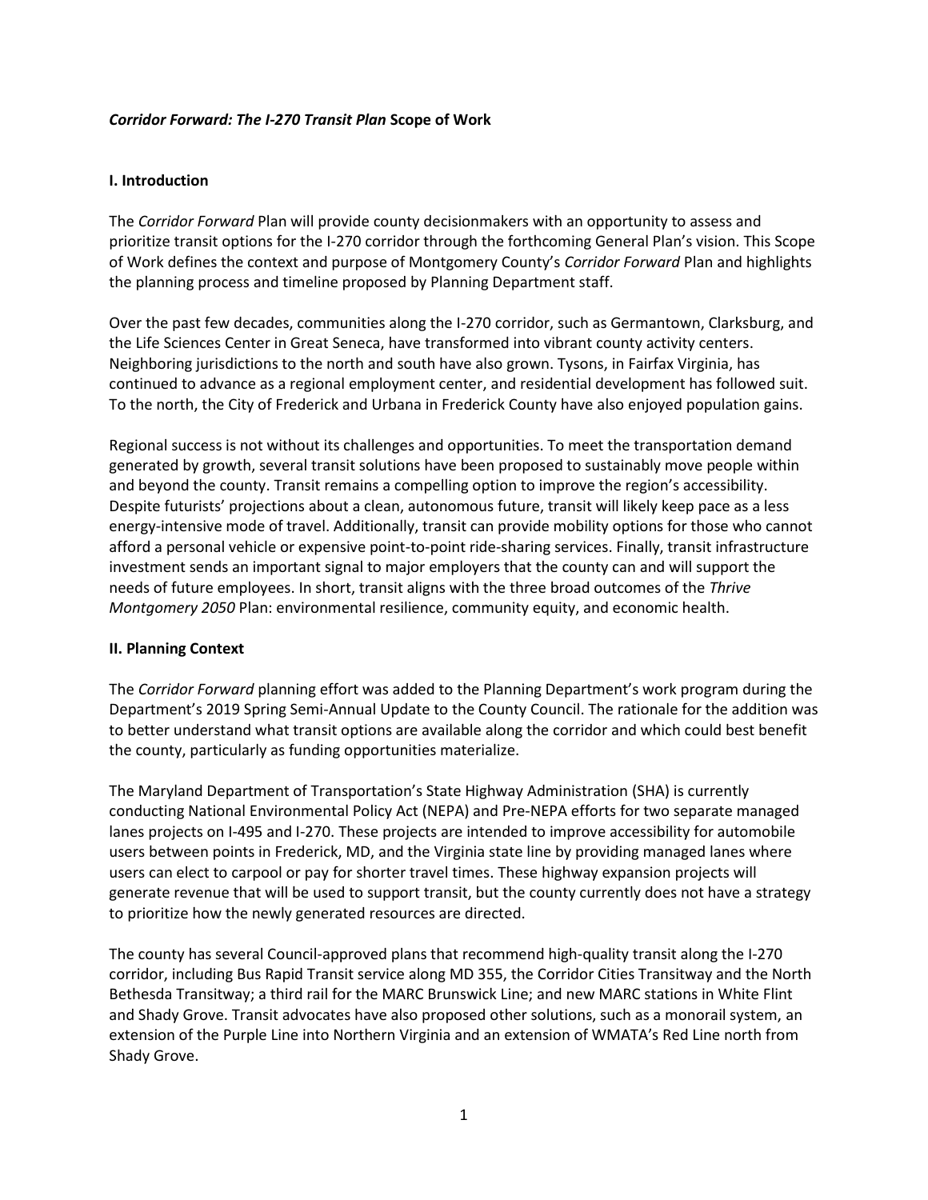# ***Corridor Forward: The I-270 Transit Plan* Scope of Work**

## I. Introduction

The *Corridor Forward* Plan will provide county decisionmakers with an opportunity to assess and prioritize transit options for the I-270 corridor through the forthcoming General Plan's vision. This Scope of Work defines the context and purpose of Montgomery County's *Corridor Forward* Plan and highlights the planning process and timeline proposed by Planning Department staff.

Over the past few decades, communities along the I-270 corridor, such as Germantown, Clarksburg, and the Life Sciences Center in Great Seneca, have transformed into vibrant county activity centers. Neighboring jurisdictions to the north and south have also grown. Tysons, in Fairfax Virginia, has continued to advance as a regional employment center, and residential development has followed suit. To the north, the City of Frederick and Urbana in Frederick County have also enjoyed population gains.

Regional success is not without its challenges and opportunities. To meet the transportation demand generated by growth, several transit solutions have been proposed to sustainably move people within and beyond the county. Transit remains a compelling option to improve the region's accessibility. Despite futurists' projections about a clean, autonomous future, transit will likely keep pace as a less energy-intensive mode of travel. Additionally, transit can provide mobility options for those who cannot afford a personal vehicle or expensive point-to-point ride-sharing services. Finally, transit infrastructure investment sends an important signal to major employers that the county can and will support the needs of future employees. In short, transit aligns with the three broad outcomes of the *Thrive Montgomery 2050* Plan: environmental resilience, community equity, and economic health.

## II. Planning Context

The *Corridor Forward* planning effort was added to the Planning Department's work program during the Department's 2019 Spring Semi-Annual Update to the County Council. The rationale for the addition was to better understand what transit options are available along the corridor and which could best benefit the county, particularly as funding opportunities materialize.

The Maryland Department of Transportation's State Highway Administration (SHA) is currently conducting National Environmental Policy Act (NEPA) and Pre-NEPA efforts for two separate managed lanes projects on I-495 and I-270. These projects are intended to improve accessibility for automobile users between points in Frederick, MD, and the Virginia state line by providing managed lanes where users can elect to carpool or pay for shorter travel times. These highway expansion projects will generate revenue that will be used to support transit, but the county currently does not have a strategy to prioritize how the newly generated resources are directed.

The county has several Council-approved plans that recommend high-quality transit along the I-270 corridor, including Bus Rapid Transit service along MD 355, the Corridor Cities Transitway and the North Bethesda Transitway; a third rail for the MARC Brunswick Line; and new MARC stations in White Flint and Shady Grove. Transit advocates have also proposed other solutions, such as a monorail system, an extension of the Purple Line into Northern Virginia and an extension of WMATA's Red Line north from Shady Grove.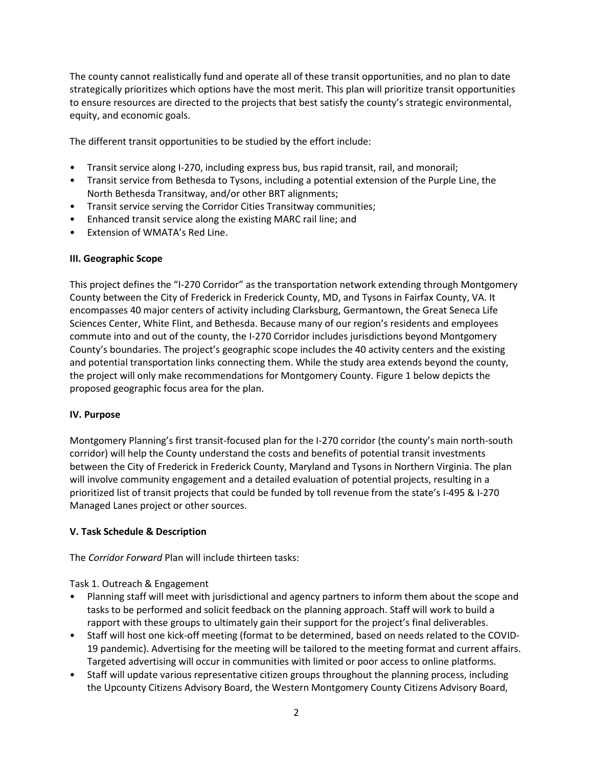The county cannot realistically fund and operate all of these transit opportunities, and no plan to date strategically prioritizes which options have the most merit. This plan will prioritize transit opportunities to ensure resources are directed to the projects that best satisfy the county's strategic environmental, equity, and economic goals.

The different transit opportunities to be studied by the effort include:

- Transit service along I-270, including express bus, bus rapid transit, rail, and monorail;
- Transit service from Bethesda to Tysons, including a potential extension of the Purple Line, the North Bethesda Transitway, and/or other BRT alignments;
- Transit service serving the Corridor Cities Transitway communities;
- Enhanced transit service along the existing MARC rail line; and
- Extension of WMATA's Red Line.

### III. Geographic Scope

This project defines the "I-270 Corridor" as the transportation network extending through Montgomery County between the City of Frederick in Frederick County, MD, and Tysons in Fairfax County, VA. It encompasses 40 major centers of activity including Clarksburg, Germantown, the Great Seneca Life Sciences Center, White Flint, and Bethesda. Because many of our region's residents and employees commute into and out of the county, the I-270 Corridor includes jurisdictions beyond Montgomery County's boundaries. The project's geographic scope includes the 40 activity centers and the existing and potential transportation links connecting them. While the study area extends beyond the county, the project will only make recommendations for Montgomery County. Figure 1 below depicts the proposed geographic focus area for the plan.

### IV. Purpose

Montgomery Planning's first transit-focused plan for the I-270 corridor (the county's main north-south corridor) will help the County understand the costs and benefits of potential transit investments between the City of Frederick in Frederick County, Maryland and Tysons in Northern Virginia. The plan will involve community engagement and a detailed evaluation of potential projects, resulting in a prioritized list of transit projects that could be funded by toll revenue from the state's I-495 & I-270 Managed Lanes project or other sources.

### V. Task Schedule & Description

The *Corridor Forward* Plan will include thirteen tasks:

Task 1. Outreach & Engagement

- Planning staff will meet with jurisdictional and agency partners to inform them about the scope and tasks to be performed and solicit feedback on the planning approach. Staff will work to build a rapport with these groups to ultimately gain their support for the project's final deliverables.
- Staff will host one kick-off meeting (format to be determined, based on needs related to the COVID-19 pandemic). Advertising for the meeting will be tailored to the meeting format and current affairs. Targeted advertising will occur in communities with limited or poor access to online platforms.
- Staff will update various representative citizen groups throughout the planning process, including the Upcounty Citizens Advisory Board, the Western Montgomery County Citizens Advisory Board,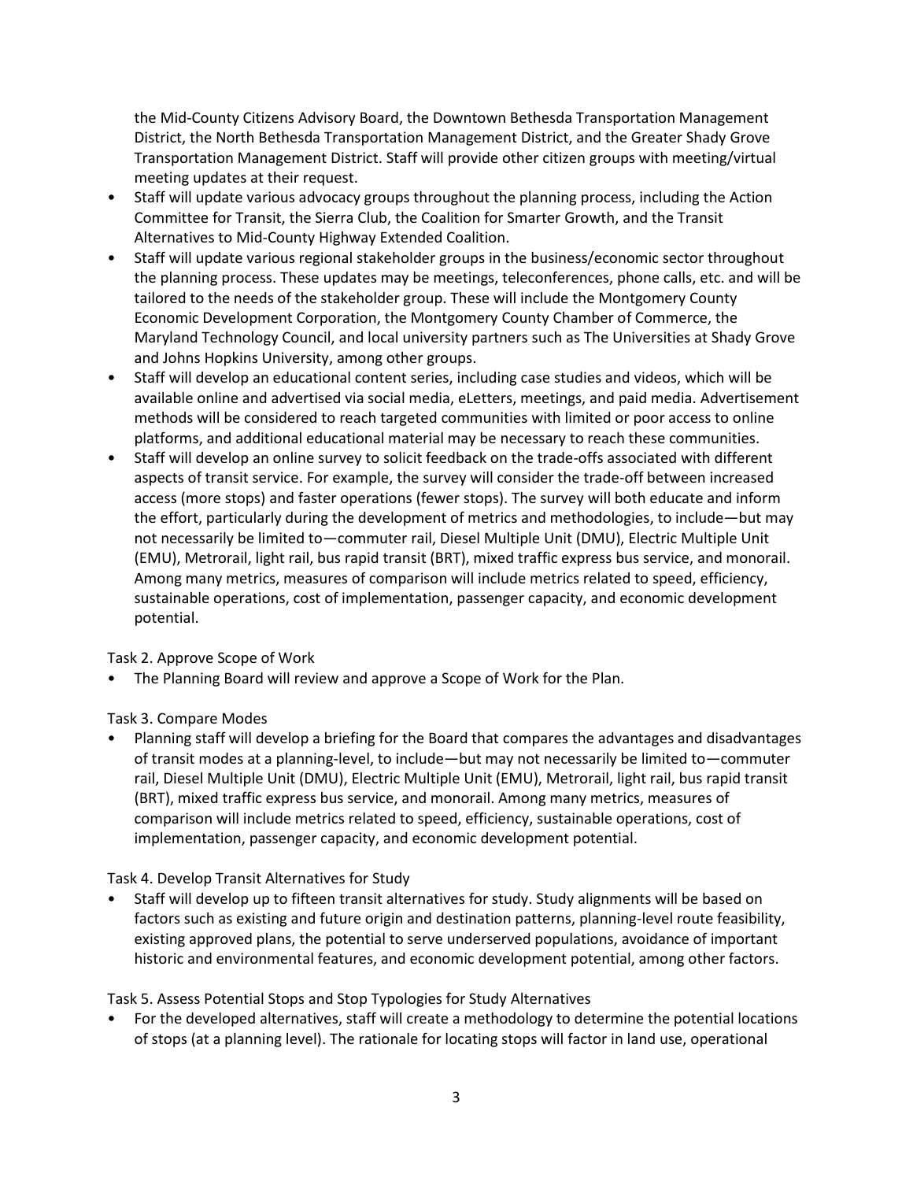the Mid-County Citizens Advisory Board, the Downtown Bethesda Transportation Management District, the North Bethesda Transportation Management District, and the Greater Shady Grove Transportation Management District. Staff will provide other citizen groups with meeting/virtual meeting updates at their request.

- Staff will update various advocacy groups throughout the planning process, including the Action Committee for Transit, the Sierra Club, the Coalition for Smarter Growth, and the Transit Alternatives to Mid-County Highway Extended Coalition.
- Staff will update various regional stakeholder groups in the business/economic sector throughout the planning process. These updates may be meetings, teleconferences, phone calls, etc. and will be tailored to the needs of the stakeholder group. These will include the Montgomery County Economic Development Corporation, the Montgomery County Chamber of Commerce, the Maryland Technology Council, and local university partners such as The Universities at Shady Grove and Johns Hopkins University, among other groups.
- Staff will develop an educational content series, including case studies and videos, which will be available online and advertised via social media, eLetters, meetings, and paid media. Advertisement methods will be considered to reach targeted communities with limited or poor access to online platforms, and additional educational material may be necessary to reach these communities.
- Staff will develop an online survey to solicit feedback on the trade-offs associated with different aspects of transit service. For example, the survey will consider the trade-off between increased access (more stops) and faster operations (fewer stops). The survey will both educate and inform the effort, particularly during the development of metrics and methodologies, to include—but may not necessarily be limited to—commuter rail, Diesel Multiple Unit (DMU), Electric Multiple Unit (EMU), Metrorail, light rail, bus rapid transit (BRT), mixed traffic express bus service, and monorail. Among many metrics, measures of comparison will include metrics related to speed, efficiency, sustainable operations, cost of implementation, passenger capacity, and economic development potential.

Task 2. Approve Scope of Work

- The Planning Board will review and approve a Scope of Work for the Plan.

Task 3. Compare Modes

- Planning staff will develop a briefing for the Board that compares the advantages and disadvantages of transit modes at a planning-level, to include—but may not necessarily be limited to—commuter rail, Diesel Multiple Unit (DMU), Electric Multiple Unit (EMU), Metrorail, light rail, bus rapid transit (BRT), mixed traffic express bus service, and monorail. Among many metrics, measures of comparison will include metrics related to speed, efficiency, sustainable operations, cost of implementation, passenger capacity, and economic development potential.

Task 4. Develop Transit Alternatives for Study

- Staff will develop up to fifteen transit alternatives for study. Study alignments will be based on factors such as existing and future origin and destination patterns, planning-level route feasibility, existing approved plans, the potential to serve underserved populations, avoidance of important historic and environmental features, and economic development potential, among other factors.

Task 5. Assess Potential Stops and Stop Typologies for Study Alternatives

- For the developed alternatives, staff will create a methodology to determine the potential locations of stops (at a planning level). The rationale for locating stops will factor in land use, operational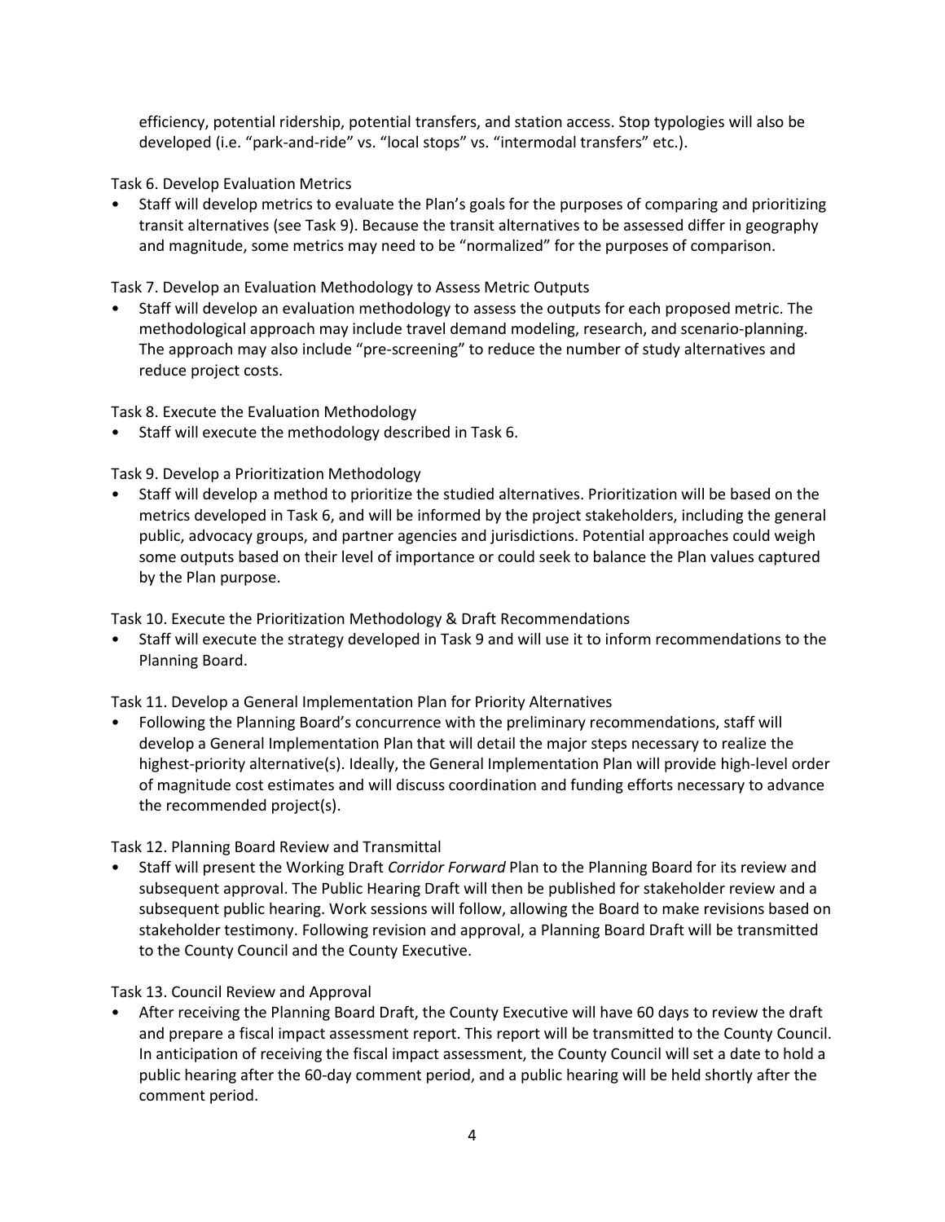efficiency, potential ridership, potential transfers, and station access. Stop typologies will also be developed (i.e. "park-and-ride" vs. "local stops" vs. "intermodal transfers" etc.).

Task 6. Develop Evaluation Metrics

- Staff will develop metrics to evaluate the Plan's goals for the purposes of comparing and prioritizing transit alternatives (see Task 9). Because the transit alternatives to be assessed differ in geography and magnitude, some metrics may need to be "normalized" for the purposes of comparison.

Task 7. Develop an Evaluation Methodology to Assess Metric Outputs

- Staff will develop an evaluation methodology to assess the outputs for each proposed metric. The methodological approach may include travel demand modeling, research, and scenario-planning. The approach may also include "pre-screening" to reduce the number of study alternatives and reduce project costs.

Task 8. Execute the Evaluation Methodology

- Staff will execute the methodology described in Task 6.

Task 9. Develop a Prioritization Methodology

- Staff will develop a method to prioritize the studied alternatives. Prioritization will be based on the metrics developed in Task 6, and will be informed by the project stakeholders, including the general public, advocacy groups, and partner agencies and jurisdictions. Potential approaches could weigh some outputs based on their level of importance or could seek to balance the Plan values captured by the Plan purpose.

Task 10. Execute the Prioritization Methodology & Draft Recommendations

- Staff will execute the strategy developed in Task 9 and will use it to inform recommendations to the Planning Board.

Task 11. Develop a General Implementation Plan for Priority Alternatives

- Following the Planning Board's concurrence with the preliminary recommendations, staff will develop a General Implementation Plan that will detail the major steps necessary to realize the highest-priority alternative(s). Ideally, the General Implementation Plan will provide high-level order of magnitude cost estimates and will discuss coordination and funding efforts necessary to advance the recommended project(s).

Task 12. Planning Board Review and Transmittal

- Staff will present the Working Draft *Corridor Forward* Plan to the Planning Board for its review and subsequent approval. The Public Hearing Draft will then be published for stakeholder review and a subsequent public hearing. Work sessions will follow, allowing the Board to make revisions based on stakeholder testimony. Following revision and approval, a Planning Board Draft will be transmitted to the County Council and the County Executive.

Task 13. Council Review and Approval

- After receiving the Planning Board Draft, the County Executive will have 60 days to review the draft and prepare a fiscal impact assessment report. This report will be transmitted to the County Council. In anticipation of receiving the fiscal impact assessment, the County Council will set a date to hold a public hearing after the 60-day comment period, and a public hearing will be held shortly after the comment period.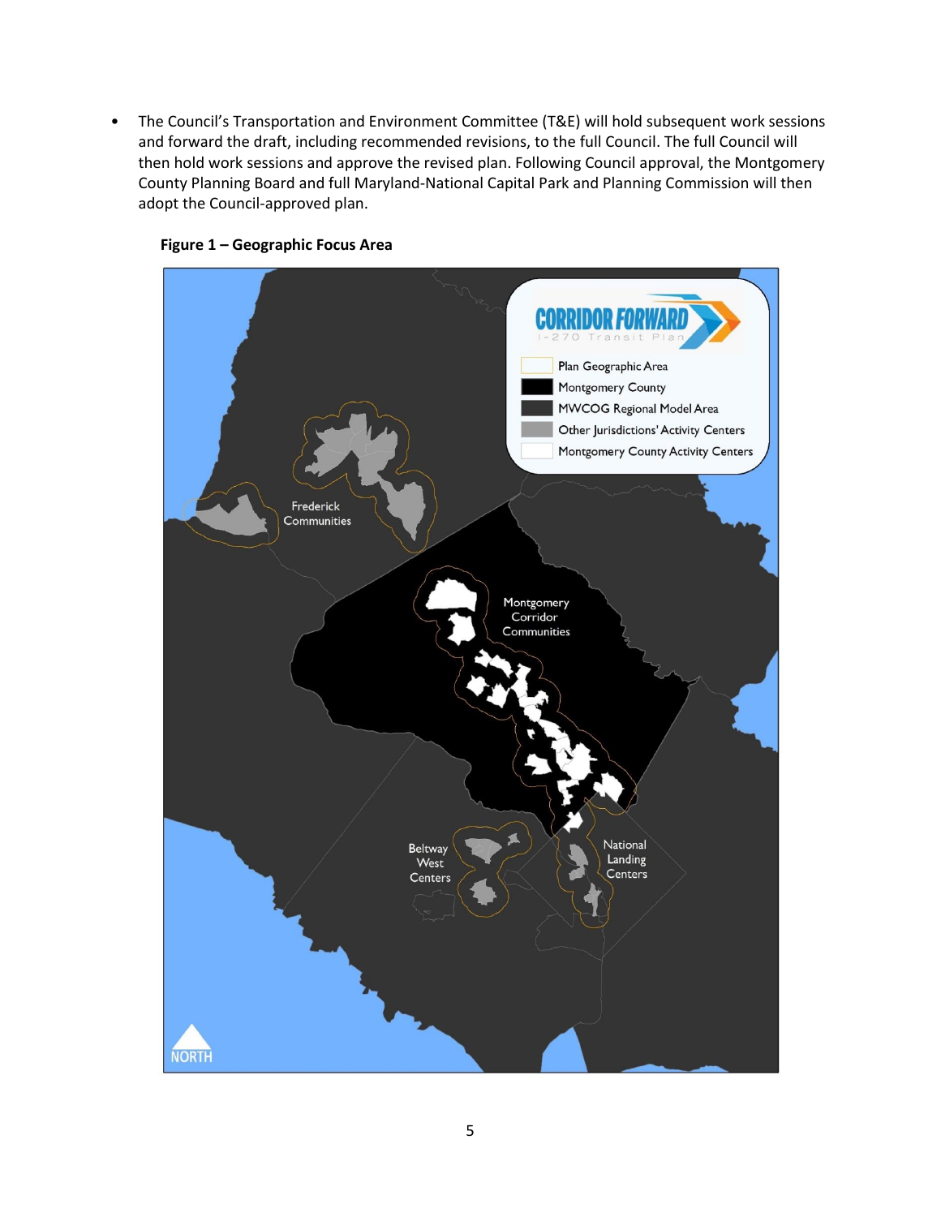- The Council's Transportation and Environment Committee (T&E) will hold subsequent work sessions and forward the draft, including recommended revisions, to the full Council. The full Council will then hold work sessions and approve the revised plan. Following Council approval, the Montgomery County Planning Board and full Maryland-National Capital Park and Planning Commission will then adopt the Council-approved plan.

**Figure 1 – Geographic Focus Area**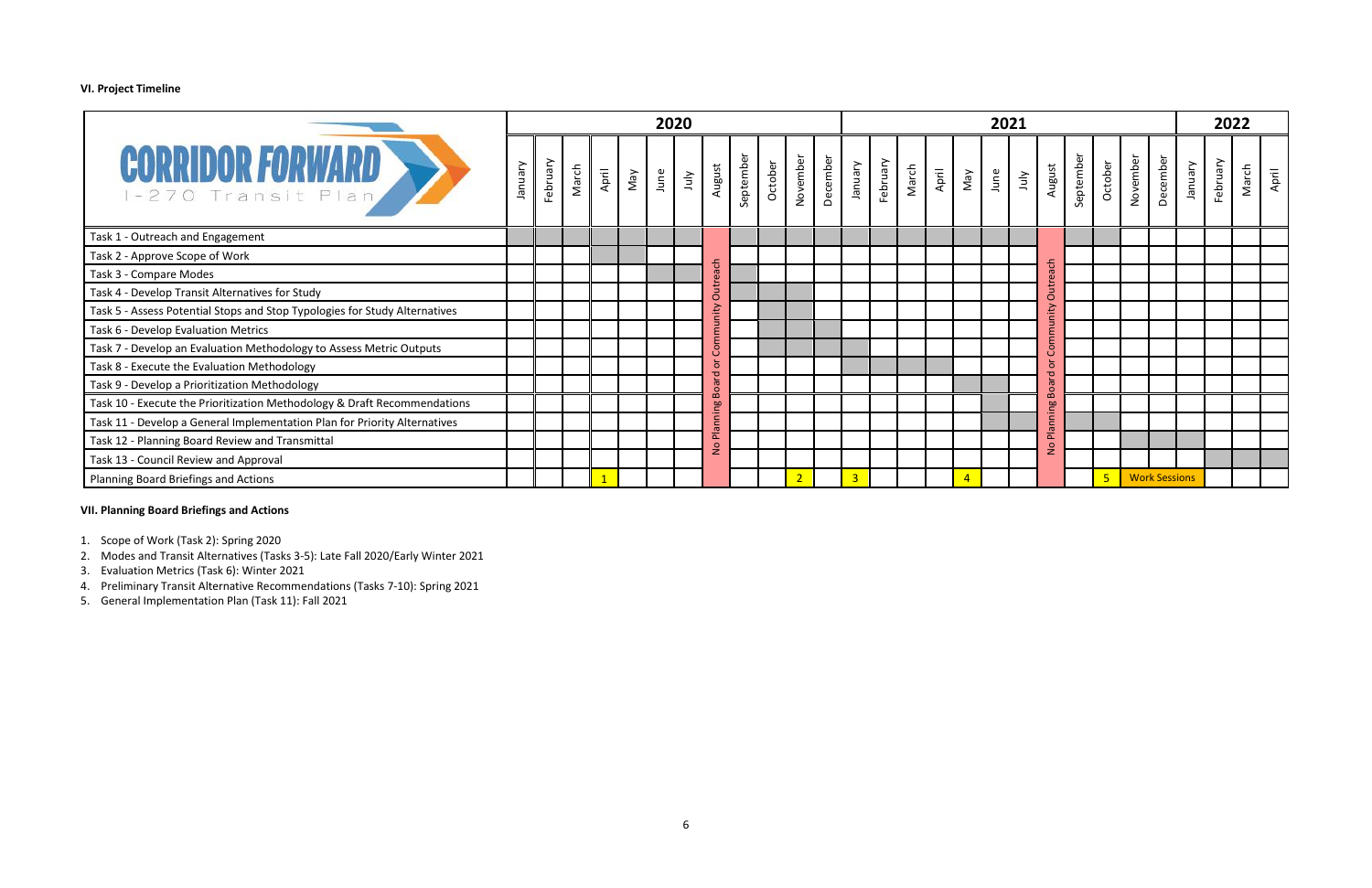### VI. Project Timeline

| CORRIDOR FORWARD I-270 Transit Plan | 2020 | | | | | | | | | | | | 2021 | | | | | | | | | | | | 2022 | | | |
|---|---|---|---|---|---|---|---|---|---|---|---|---|---|---|---|---|---|---|---|---|---|---|---|---|---|---|---|---|
| | January | February | March | April | May | June | July | August | September | October | November | December | January | February | March | April | May | June | July | August | September | October | November | December | January | February | March | April |
| Task 1 - Outreach and Engagement | | | | | | | | | | | | | | | | | | | | | | | | | | | | |
| Task 2 - Approve Scope of Work | | | | | | | | No Planning Board or Community Outreach | | | | | | | | | | | | No Planning Board or Community Outreach | | | | | | | | |
| Task 3 - Compare Modes | | | | | | | | | | | | | | | | | | | | | | | | | | | | |
| Task 4 - Develop Transit Alternatives for Study | | | | | | | | | | | | | | | | | | | | | | | | | | | | |
| Task 5 - Assess Potential Stops and Stop Typologies for Study Alternatives | | | | | | | | | | | | | | | | | | | | | | | | | | | | |
| Task 6 - Develop Evaluation Metrics | | | | | | | | | | | | | | | | | | | | | | | | | | | | |
| Task 7 - Develop an Evaluation Methodology to Assess Metric Outputs | | | | | | | | | | | | | | | | | | | | | | | | | | | | |
| Task 8 - Execute the Evaluation Methodology | | | | | | | | | | | | | | | | | | | | | | | | | | | | |
| Task 9 - Develop a Prioritization Methodology | | | | | | | | | | | | | | | | | | | | | | | | | | | | |
| Task 10 - Execute the Prioritization Methodology & Draft Recommendations | | | | | | | | | | | | | | | | | | | | | | | | | | | | |
| Task 11 - Develop a General Implementation Plan for Priority Alternatives | | | | | | | | | | | | | | | | | | | | | | | | | | | | |
| Task 12 - Planning Board Review and Transmittal | | | | | | | | | | | | | | | | | | | | | | | | | | | | |
| Task 13 - Council Review and Approval | | | | | | | | | | | | | | | | | | | | | | | | | | | | |
| Planning Board Briefings and Actions | | | | 1 | | | | | | | 2 | | 3 | | | | 4 | | | | | 5 | Work Sessions | | | | | |

### VII. Planning Board Briefings and Actions

1. Scope of Work (Task 2): Spring 2020
2. Modes and Transit Alternatives (Tasks 3-5): Late Fall 2020/Early Winter 2021
3. Evaluation Metrics (Task 6): Winter 2021
4. Preliminary Transit Alternative Recommendations (Tasks 7-10): Spring 2021
5. General Implementation Plan (Task 11): Fall 2021